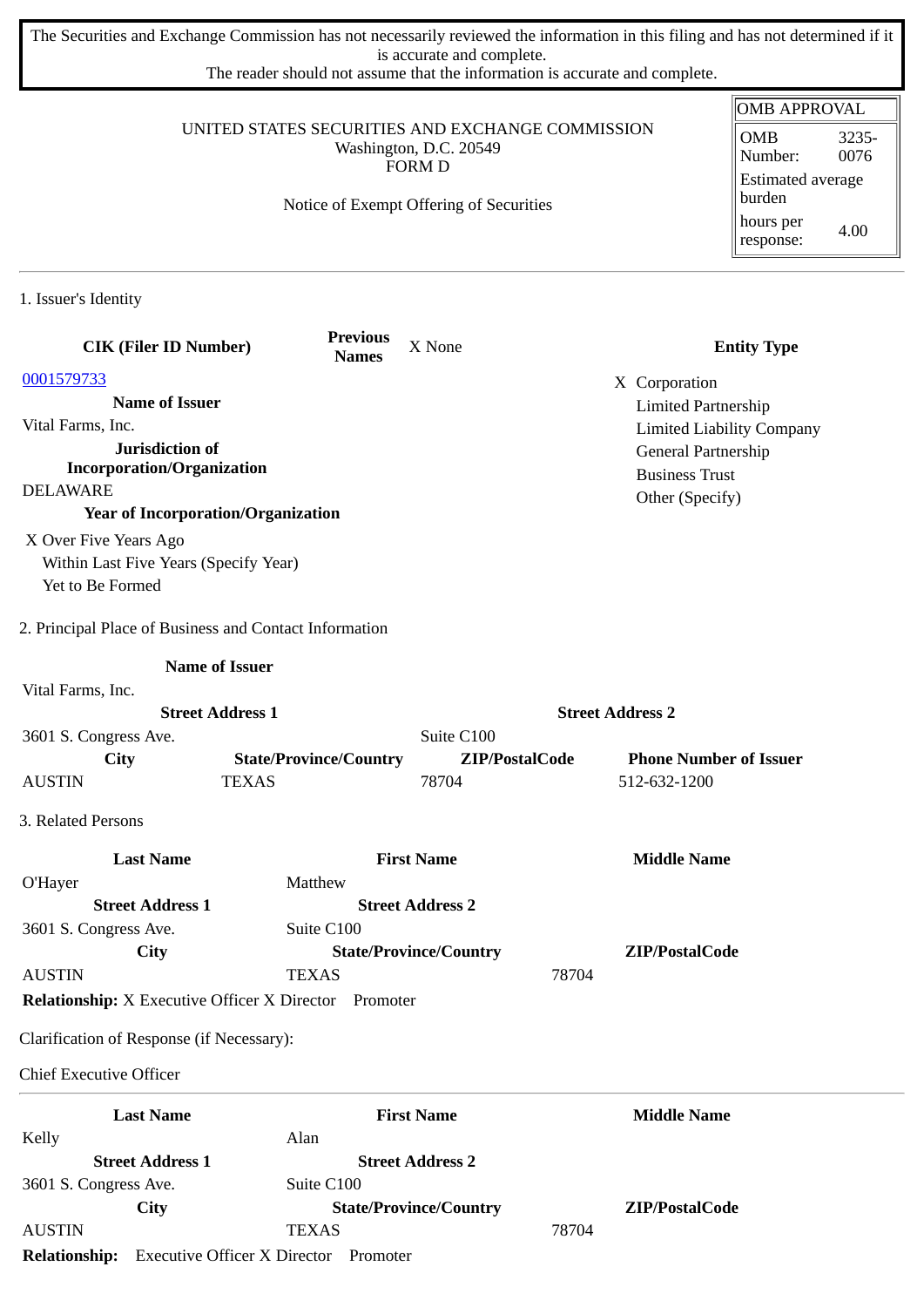The Securities and Exchange Commission has not necessarily reviewed the information in this filing and has not determined if it is accurate and complete.
The reader should not assume that the information is accurate and complete.

UNITED STATES SECURITIES AND EXCHANGE COMMISSION
Washington, D.C. 20549
FORM D

Notice of Exempt Offering of Securities

| OMB APPROVAL | |
|---|---|
| OMB Number: | 3235-0076 |
| Estimated average burden | |
| hours per response: | 4.00 |

## 1. Issuer's Identity

| CIK (Filer ID Number) | Previous Names | X None | Entity Type |
|---|---|---|---|
| 0001579733 | | | X Corporation |
| **Name of Issuer** | | | Limited Partnership |
| Vital Farms, Inc. | | | Limited Liability Company |
| **Jurisdiction of Incorporation/Organization** | | | General Partnership |
| DELAWARE | | | Business Trust |
| **Year of Incorporation/Organization** | | | Other (Specify) |

X Over Five Years Ago
Within Last Five Years (Specify Year)
Yet to Be Formed

## 2. Principal Place of Business and Contact Information

| Name of Issuer | | | |
|---|---|---|---|
| Vital Farms, Inc. | | | |
| **Street Address 1** | | **Street Address 2** | |
| 3601 S. Congress Ave. | | Suite C100 | |
| **City** | **State/Province/Country** | **ZIP/PostalCode** | **Phone Number of Issuer** |
| AUSTIN | TEXAS | 78704 | 512-632-1200 |

## 3. Related Persons

| Last Name | First Name | Middle Name |
|---|---|---|
| O'Hayer | Matthew | |
| **Street Address 1** | **Street Address 2** | |
| 3601 S. Congress Ave. | Suite C100 | |
| **City** | **State/Province/Country** | **ZIP/PostalCode** |
| AUSTIN | TEXAS | 78704 |

**Relationship:** X Executive Officer X Director Promoter

Clarification of Response (if Necessary):

Chief Executive Officer

| Last Name | First Name | Middle Name |
|---|---|---|
| Kelly | Alan | |
| **Street Address 1** | **Street Address 2** | |
| 3601 S. Congress Ave. | Suite C100 | |
| **City** | **State/Province/Country** | **ZIP/PostalCode** |
| AUSTIN | TEXAS | 78704 |

**Relationship:** Executive Officer X Director Promoter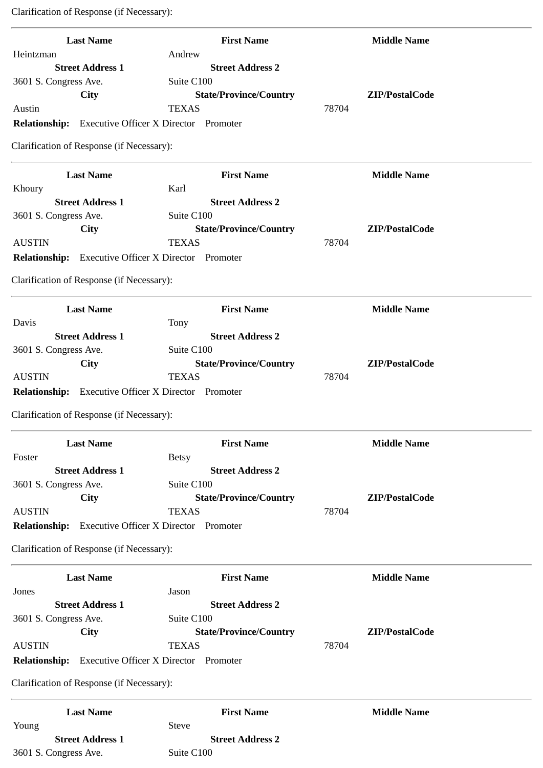Clarification of Response (if Necessary):

---

| Last Name | First Name | Middle Name |
|---|---|---|
| Heintzman | Andrew | |
| **Street Address 1** | **Street Address 2** | |
| 3601 S. Congress Ave. | Suite C100 | |
| **City** | **State/Province/Country** | **ZIP/PostalCode** |
| Austin | TEXAS | 78704 |

**Relationship:** Executive Officer X Director Promoter

Clarification of Response (if Necessary):

---

| Last Name | First Name | Middle Name |
|---|---|---|
| Khoury | Karl | |
| **Street Address 1** | **Street Address 2** | |
| 3601 S. Congress Ave. | Suite C100 | |
| **City** | **State/Province/Country** | **ZIP/PostalCode** |
| AUSTIN | TEXAS | 78704 |

**Relationship:** Executive Officer X Director Promoter

Clarification of Response (if Necessary):

---

| Last Name | First Name | Middle Name |
|---|---|---|
| Davis | Tony | |
| **Street Address 1** | **Street Address 2** | |
| 3601 S. Congress Ave. | Suite C100 | |
| **City** | **State/Province/Country** | **ZIP/PostalCode** |
| AUSTIN | TEXAS | 78704 |

**Relationship:** Executive Officer X Director Promoter

Clarification of Response (if Necessary):

---

| Last Name | First Name | Middle Name |
|---|---|---|
| Foster | Betsy | |
| **Street Address 1** | **Street Address 2** | |
| 3601 S. Congress Ave. | Suite C100 | |
| **City** | **State/Province/Country** | **ZIP/PostalCode** |
| AUSTIN | TEXAS | 78704 |

**Relationship:** Executive Officer X Director Promoter

Clarification of Response (if Necessary):

---

| Last Name | First Name | Middle Name |
|---|---|---|
| Jones | Jason | |
| **Street Address 1** | **Street Address 2** | |
| 3601 S. Congress Ave. | Suite C100 | |
| **City** | **State/Province/Country** | **ZIP/PostalCode** |
| AUSTIN | TEXAS | 78704 |

**Relationship:** Executive Officer X Director Promoter

Clarification of Response (if Necessary):

---

| Last Name | First Name | Middle Name |
|---|---|---|
| Young | Steve | |
| **Street Address 1** | **Street Address 2** | |
| 3601 S. Congress Ave. | Suite C100 | |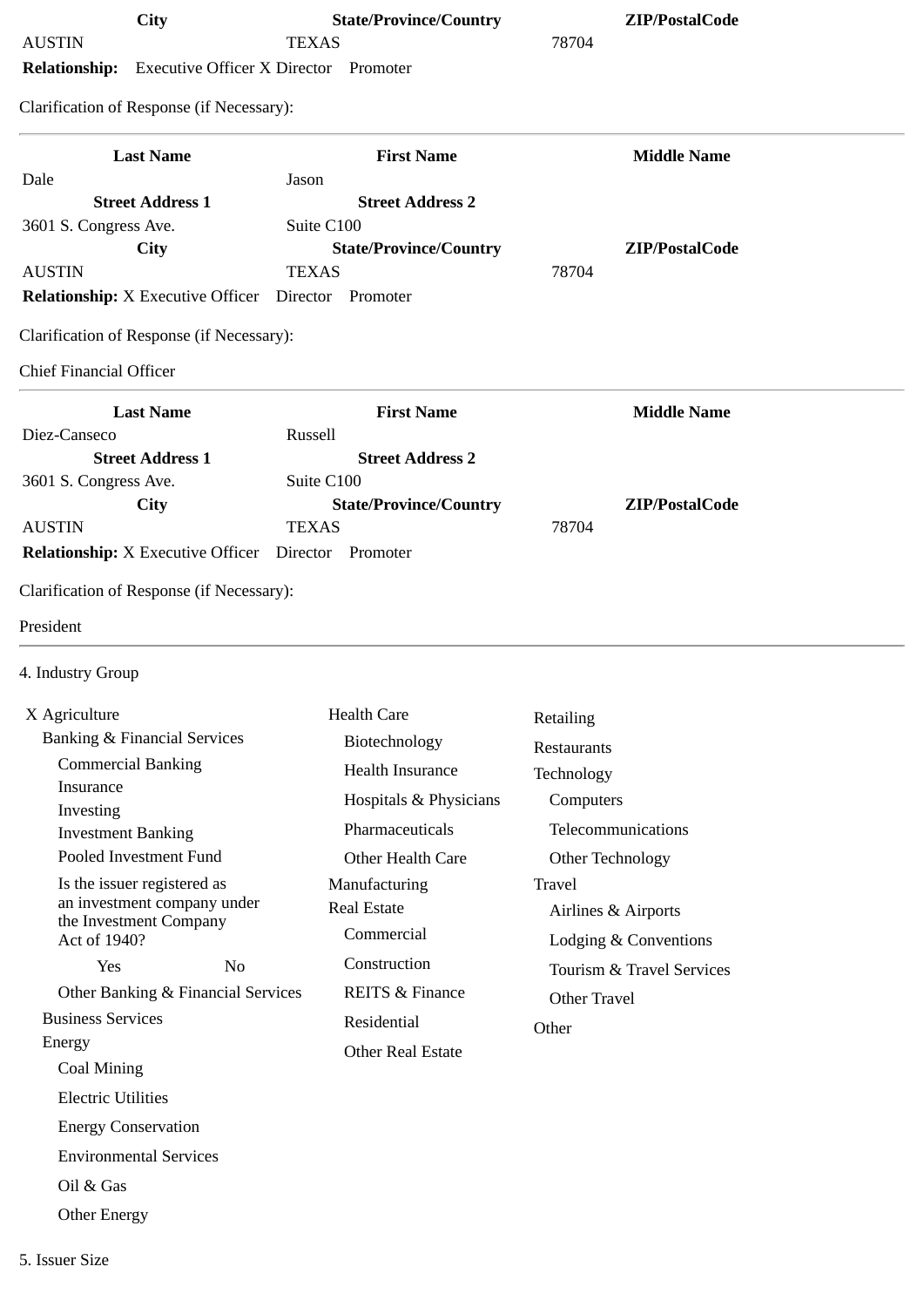| City | State/Province/Country | ZIP/PostalCode |
|---|---|---|
| AUSTIN | TEXAS | 78704 |

**Relationship:** Executive Officer X Director Promoter

Clarification of Response (if Necessary):

---

| Last Name | First Name | Middle Name |
|---|---|---|
| Dale | Jason | |
| **Street Address 1** | **Street Address 2** | |
| 3601 S. Congress Ave. | Suite C100 | |
| **City** | **State/Province/Country** | **ZIP/PostalCode** |
| AUSTIN | TEXAS | 78704 |

**Relationship:** X Executive Officer Director Promoter

Clarification of Response (if Necessary):

Chief Financial Officer

---

| Last Name | First Name | Middle Name |
|---|---|---|
| Diez-Canseco | Russell | |
| **Street Address 1** | **Street Address 2** | |
| 3601 S. Congress Ave. | Suite C100 | |
| **City** | **State/Province/Country** | **ZIP/PostalCode** |
| AUSTIN | TEXAS | 78704 |

**Relationship:** X Executive Officer Director Promoter

Clarification of Response (if Necessary):

President

---

4. Industry Group

X Agriculture
- Banking & Financial Services
  - Commercial Banking
  - Insurance
  - Investing
  - Investment Banking
  - Pooled Investment Fund
  - Is the issuer registered as an investment company under the Investment Company Act of 1940?
    - Yes No
  - Other Banking & Financial Services
- Business Services
- Energy
  - Coal Mining
  - Electric Utilities
  - Energy Conservation
  - Environmental Services
  - Oil & Gas
  - Other Energy

Health Care
- Biotechnology
- Health Insurance
- Hospitals & Physicians
- Pharmaceuticals
- Other Health Care

Manufacturing

Real Estate
- Commercial
- Construction
- REITS & Finance
- Residential
- Other Real Estate

Retailing

Restaurants

Technology
- Computers
- Telecommunications
- Other Technology

Travel
- Airlines & Airports
- Lodging & Conventions
- Tourism & Travel Services
- Other Travel

Other

5. Issuer Size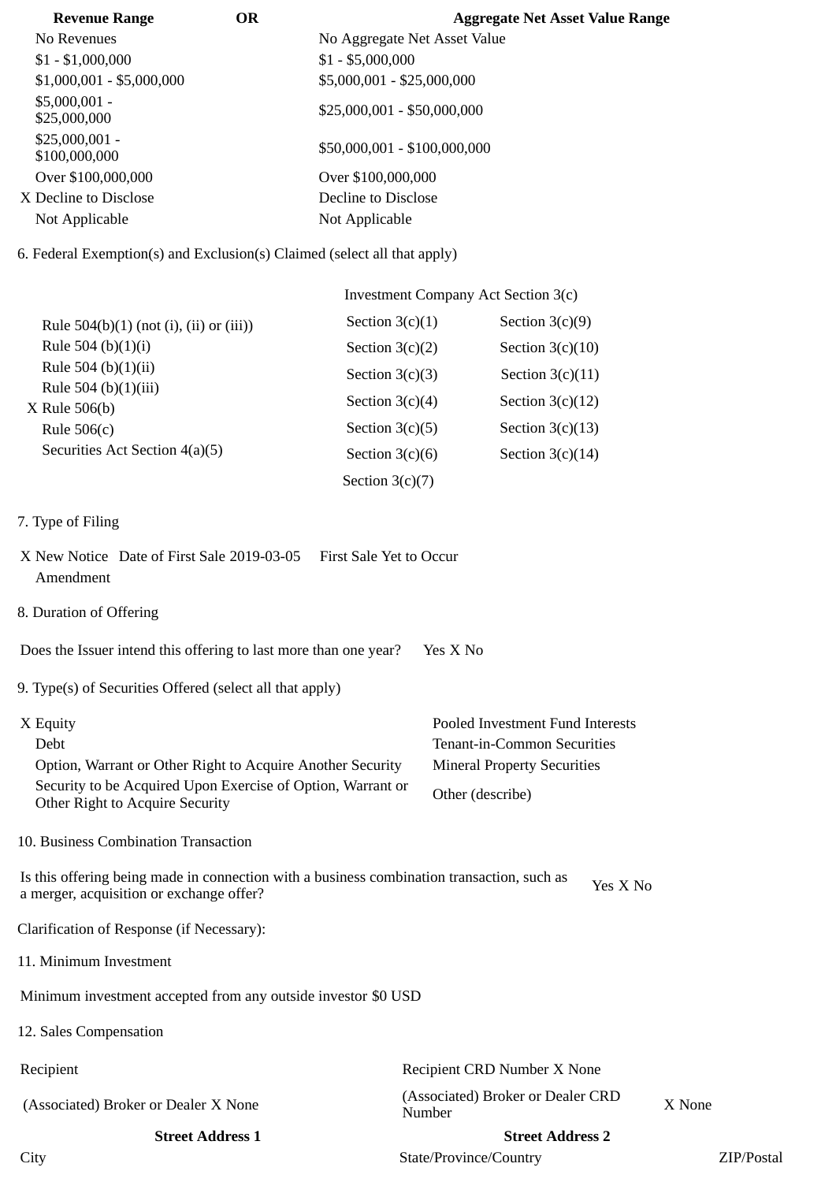| Revenue Range | OR | Aggregate Net Asset Value Range |
|---|---|---|
| No Revenues | | No Aggregate Net Asset Value |
| $1 - $1,000,000 | | $1 - $5,000,000 |
| $1,000,001 - $5,000,000 | | $5,000,001 - $25,000,000 |
| $5,000,001 - $25,000,000 | | $25,000,001 - $50,000,000 |
| $25,000,001 - $100,000,000 | | $50,000,001 - $100,000,000 |
| Over $100,000,000 | | Over $100,000,000 |
| X Decline to Disclose | | Decline to Disclose |
| Not Applicable | | Not Applicable |

6. Federal Exemption(s) and Exclusion(s) Claimed (select all that apply)

| | Investment Company Act Section 3(c) | |
|---|---|---|
| Rule 504(b)(1) (not (i), (ii) or (iii)) | Section 3(c)(1) | Section 3(c)(9) |
| Rule 504 (b)(1)(i) | Section 3(c)(2) | Section 3(c)(10) |
| Rule 504 (b)(1)(ii) | Section 3(c)(3) | Section 3(c)(11) |
| Rule 504 (b)(1)(iii) | Section 3(c)(4) | Section 3(c)(12) |
| X Rule 506(b) | Section 3(c)(5) | Section 3(c)(13) |
| Rule 506(c) | Section 3(c)(6) | Section 3(c)(14) |
| Securities Act Section 4(a)(5) | Section 3(c)(7) | |

7. Type of Filing

X New Notice Date of First Sale 2019-03-05 First Sale Yet to Occur
Amendment

8. Duration of Offering

Does the Issuer intend this offering to last more than one year? Yes X No

9. Type(s) of Securities Offered (select all that apply)

| | |
|---|---|
| X Equity | Pooled Investment Fund Interests |
| Debt | Tenant-in-Common Securities |
| Option, Warrant or Other Right to Acquire Another Security | Mineral Property Securities |
| Security to be Acquired Upon Exercise of Option, Warrant or Other Right to Acquire Security | Other (describe) |

10. Business Combination Transaction

Is this offering being made in connection with a business combination transaction, such as a merger, acquisition or exchange offer? Yes X No

Clarification of Response (if Necessary):

11. Minimum Investment

Minimum investment accepted from any outside investor $0 USD

12. Sales Compensation

| | | |
|---|---|---|
| Recipient | Recipient CRD Number X None | |
| (Associated) Broker or Dealer X None | (Associated) Broker or Dealer CRD Number | X None |
| Street Address 1 | Street Address 2 | |
| City | State/Province/Country | ZIP/Postal |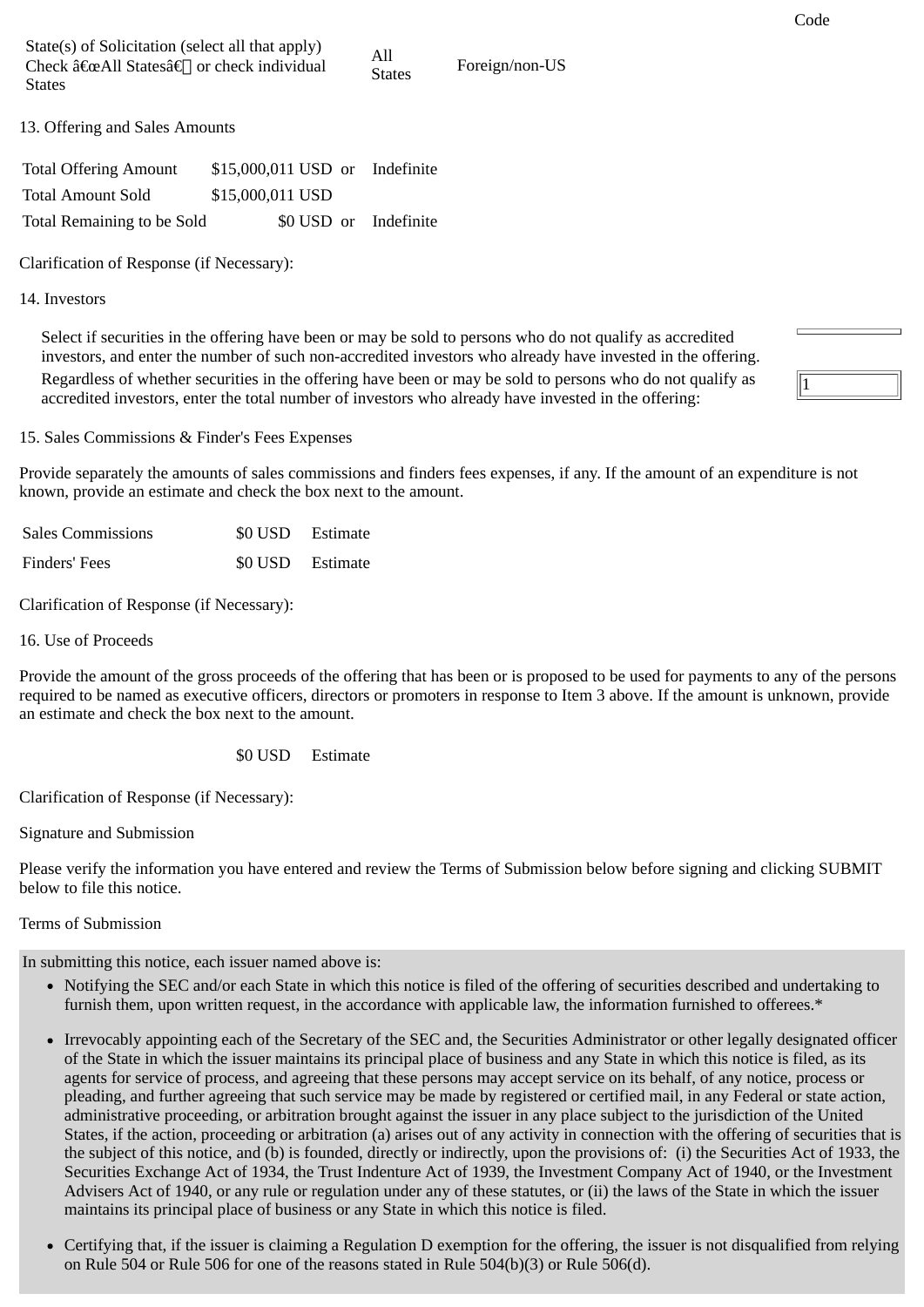Code

| State(s) of Solicitation (select all that apply) Check â€œAll Statesâ€ or check individual States | All States | Foreign/non-US |
|---|---|---|

13. Offering and Sales Amounts

| Total Offering Amount | $15,000,011 USD | or | Indefinite |
|---|---|---|---|
| Total Amount Sold | $15,000,011 USD | | |
| Total Remaining to be Sold | $0 USD | or | Indefinite |

Clarification of Response (if Necessary):

14. Investors

Select if securities in the offering have been or may be sold to persons who do not qualify as accredited investors, and enter the number of such non-accredited investors who already have invested in the offering.

Regardless of whether securities in the offering have been or may be sold to persons who do not qualify as accredited investors, enter the total number of investors who already have invested in the offering: 1

15. Sales Commissions & Finder's Fees Expenses

Provide separately the amounts of sales commissions and finders fees expenses, if any. If the amount of an expenditure is not known, provide an estimate and check the box next to the amount.

| Sales Commissions | $0 USD | Estimate |
|---|---|---|
| Finders' Fees | $0 USD | Estimate |

Clarification of Response (if Necessary):

16. Use of Proceeds

Provide the amount of the gross proceeds of the offering that has been or is proposed to be used for payments to any of the persons required to be named as executive officers, directors or promoters in response to Item 3 above. If the amount is unknown, provide an estimate and check the box next to the amount.

$0 USD Estimate

Clarification of Response (if Necessary):

Signature and Submission

Please verify the information you have entered and review the Terms of Submission below before signing and clicking SUBMIT below to file this notice.

Terms of Submission

In submitting this notice, each issuer named above is:

- Notifying the SEC and/or each State in which this notice is filed of the offering of securities described and undertaking to furnish them, upon written request, in the accordance with applicable law, the information furnished to offerees.*
- Irrevocably appointing each of the Secretary of the SEC and, the Securities Administrator or other legally designated officer of the State in which the issuer maintains its principal place of business and any State in which this notice is filed, as its agents for service of process, and agreeing that these persons may accept service on its behalf, of any notice, process or pleading, and further agreeing that such service may be made by registered or certified mail, in any Federal or state action, administrative proceeding, or arbitration brought against the issuer in any place subject to the jurisdiction of the United States, if the action, proceeding or arbitration (a) arises out of any activity in connection with the offering of securities that is the subject of this notice, and (b) is founded, directly or indirectly, upon the provisions of: (i) the Securities Act of 1933, the Securities Exchange Act of 1934, the Trust Indenture Act of 1939, the Investment Company Act of 1940, or the Investment Advisers Act of 1940, or any rule or regulation under any of these statutes, or (ii) the laws of the State in which the issuer maintains its principal place of business or any State in which this notice is filed.
- Certifying that, if the issuer is claiming a Regulation D exemption for the offering, the issuer is not disqualified from relying on Rule 504 or Rule 506 for one of the reasons stated in Rule 504(b)(3) or Rule 506(d).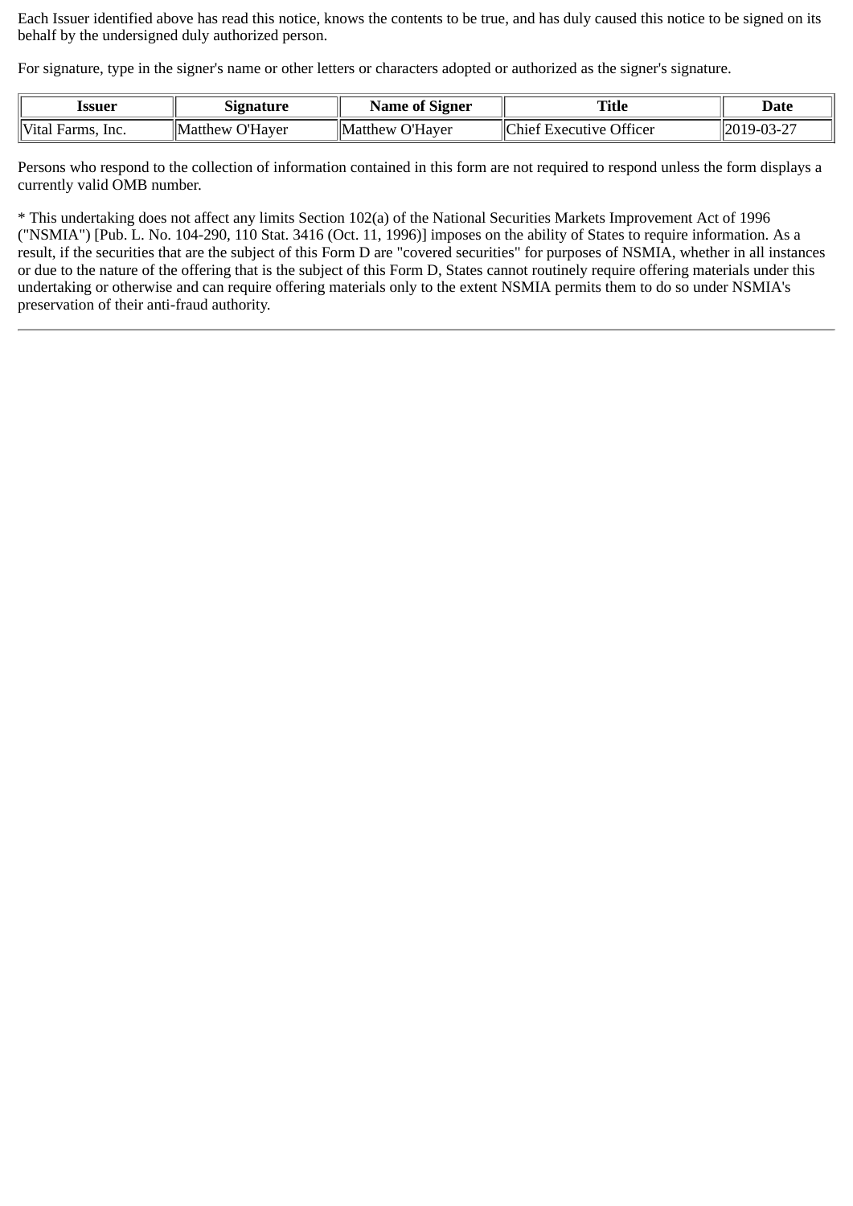Each Issuer identified above has read this notice, knows the contents to be true, and has duly caused this notice to be signed on its behalf by the undersigned duly authorized person.

For signature, type in the signer's name or other letters or characters adopted or authorized as the signer's signature.

| Issuer | Signature | Name of Signer | Title | Date |
|---|---|---|---|---|
| Vital Farms, Inc. | Matthew O'Hayer | Matthew O'Hayer | Chief Executive Officer | 2019-03-27 |

Persons who respond to the collection of information contained in this form are not required to respond unless the form displays a currently valid OMB number.

* This undertaking does not affect any limits Section 102(a) of the National Securities Markets Improvement Act of 1996 ("NSMIA") [Pub. L. No. 104-290, 110 Stat. 3416 (Oct. 11, 1996)] imposes on the ability of States to require information. As a result, if the securities that are the subject of this Form D are "covered securities" for purposes of NSMIA, whether in all instances or due to the nature of the offering that is the subject of this Form D, States cannot routinely require offering materials under this undertaking or otherwise and can require offering materials only to the extent NSMIA permits them to do so under NSMIA's preservation of their anti-fraud authority.